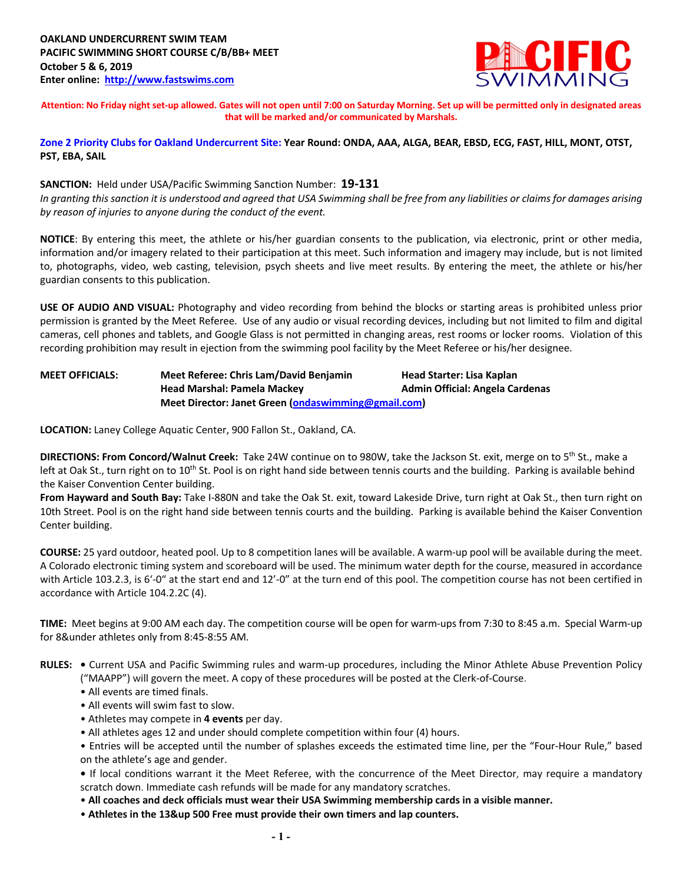**OAKLAND UNDERCURRENT SWIM TEAM**
**PACIFIC SWIMMING SHORT COURSE C/B/BB+ MEET**
**October 5 & 6, 2019**
**Enter online: [http://www.fastswims.com](http://www.fastswims.com)**

**Attention: No Friday night set-up allowed. Gates will not open until 7:00 on Saturday Morning. Set up will be permitted only in designated areas that will be marked and/or communicated by Marshals.**

**Zone 2 Priority Clubs for Oakland Undercurrent Site: Year Round: ONDA, AAA, ALGA, BEAR, EBSD, ECG, FAST, HILL, MONT, OTST, PST, EBA, SAIL**

**SANCTION:** Held under USA/Pacific Swimming Sanction Number: **19-131**
*In granting this sanction it is understood and agreed that USA Swimming shall be free from any liabilities or claims for damages arising by reason of injuries to anyone during the conduct of the event.*

**NOTICE**: By entering this meet, the athlete or his/her guardian consents to the publication, via electronic, print or other media, information and/or imagery related to their participation at this meet. Such information and imagery may include, but is not limited to, photographs, video, web casting, television, psych sheets and live meet results. By entering the meet, the athlete or his/her guardian consents to this publication.

**USE OF AUDIO AND VISUAL:** Photography and video recording from behind the blocks or starting areas is prohibited unless prior permission is granted by the Meet Referee. Use of any audio or visual recording devices, including but not limited to film and digital cameras, cell phones and tablets, and Google Glass is not permitted in changing areas, rest rooms or locker rooms. Violation of this recording prohibition may result in ejection from the swimming pool facility by the Meet Referee or his/her designee.

**MEET OFFICIALS:**
**Meet Referee: Chris Lam/David Benjamin**
**Head Starter: Lisa Kaplan**
**Head Marshal: Pamela Mackey**
**Admin Official: Angela Cardenas**
**Meet Director: Janet Green ([ondaswimming@gmail.com](mailto:ondaswimming@gmail.com))**

**LOCATION:** Laney College Aquatic Center, 900 Fallon St., Oakland, CA.

**DIRECTIONS: From Concord/Walnut Creek:** Take 24W continue on to 980W, take the Jackson St. exit, merge on to 5th St., make a left at Oak St., turn right on to 10th St. Pool is on right hand side between tennis courts and the building. Parking is available behind the Kaiser Convention Center building.
**From Hayward and South Bay:** Take I-880N and take the Oak St. exit, toward Lakeside Drive, turn right at Oak St., then turn right on 10th Street. Pool is on the right hand side between tennis courts and the building. Parking is available behind the Kaiser Convention Center building.

**COURSE:** 25 yard outdoor, heated pool. Up to 8 competition lanes will be available. A warm-up pool will be available during the meet. A Colorado electronic timing system and scoreboard will be used. The minimum water depth for the course, measured in accordance with Article 103.2.3, is 6'-0" at the start end and 12'-0" at the turn end of this pool. The competition course has not been certified in accordance with Article 104.2.2C (4).

**TIME:** Meet begins at 9:00 AM each day. The competition course will be open for warm-ups from 7:30 to 8:45 a.m. Special Warm-up for 8&under athletes only from 8:45-8:55 AM.

**RULES:**
- Current USA and Pacific Swimming rules and warm-up procedures, including the Minor Athlete Abuse Prevention Policy ("MAAPP") will govern the meet. A copy of these procedures will be posted at the Clerk-of-Course.
- All events are timed finals.
- All events will swim fast to slow.
- Athletes may compete in **4 events** per day.
- All athletes ages 12 and under should complete competition within four (4) hours.
- Entries will be accepted until the number of splashes exceeds the estimated time line, per the "Four-Hour Rule," based on the athlete's age and gender.
- If local conditions warrant it the Meet Referee, with the concurrence of the Meet Director, may require a mandatory scratch down. Immediate cash refunds will be made for any mandatory scratches.
- **All coaches and deck officials must wear their USA Swimming membership cards in a visible manner.**
- **Athletes in the 13&up 500 Free must provide their own timers and lap counters.**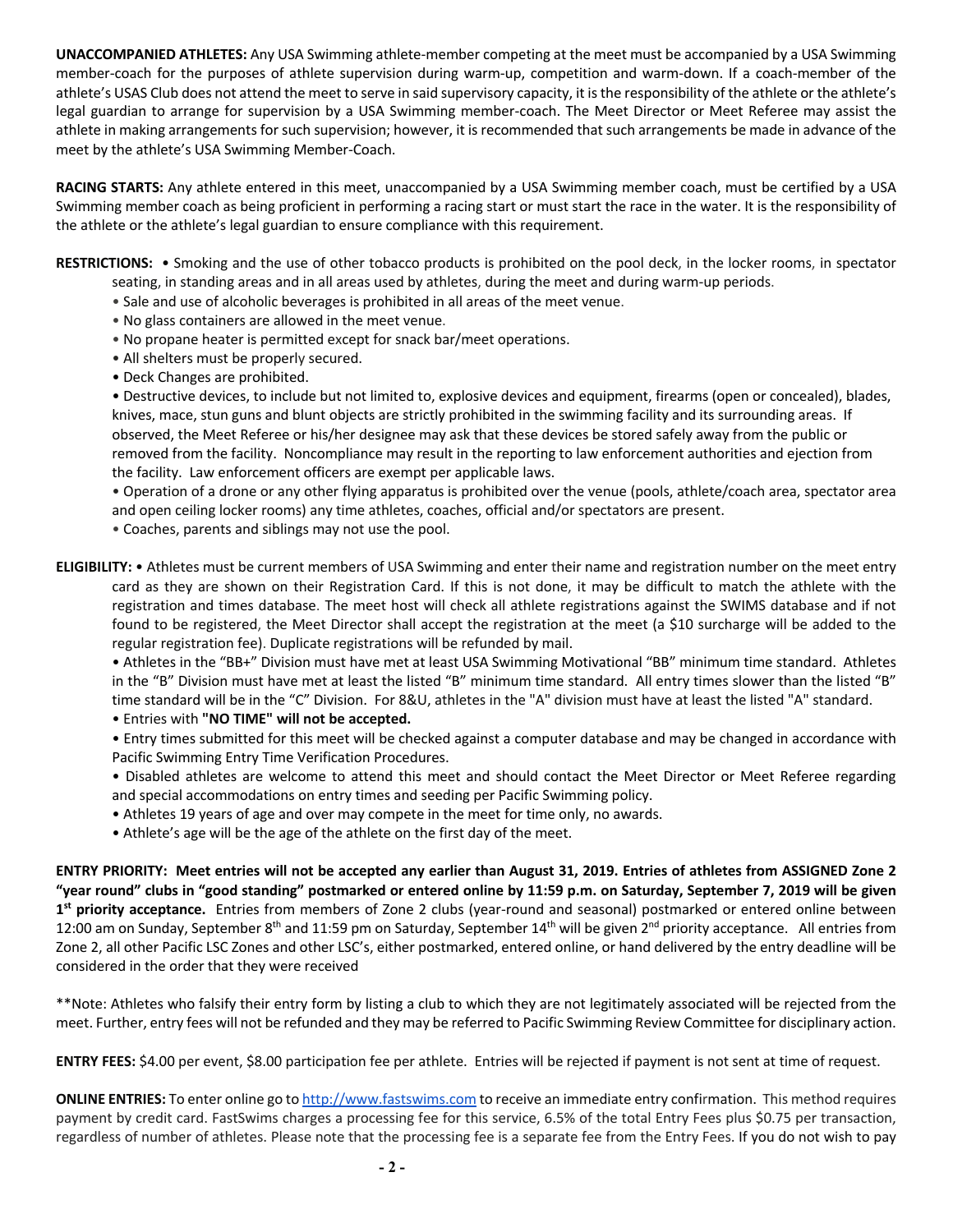**UNACCOMPANIED ATHLETES:** Any USA Swimming athlete-member competing at the meet must be accompanied by a USA Swimming member-coach for the purposes of athlete supervision during warm-up, competition and warm-down. If a coach-member of the athlete's USAS Club does not attend the meet to serve in said supervisory capacity, it is the responsibility of the athlete or the athlete's legal guardian to arrange for supervision by a USA Swimming member-coach. The Meet Director or Meet Referee may assist the athlete in making arrangements for such supervision; however, it is recommended that such arrangements be made in advance of the meet by the athlete's USA Swimming Member-Coach.

**RACING STARTS:** Any athlete entered in this meet, unaccompanied by a USA Swimming member coach, must be certified by a USA Swimming member coach as being proficient in performing a racing start or must start the race in the water. It is the responsibility of the athlete or the athlete's legal guardian to ensure compliance with this requirement.

**RESTRICTIONS:**
- Smoking and the use of other tobacco products is prohibited on the pool deck, in the locker rooms, in spectator seating, in standing areas and in all areas used by athletes, during the meet and during warm-up periods.
- Sale and use of alcoholic beverages is prohibited in all areas of the meet venue.
- No glass containers are allowed in the meet venue.
- No propane heater is permitted except for snack bar/meet operations.
- All shelters must be properly secured.
- Deck Changes are prohibited.
- Destructive devices, to include but not limited to, explosive devices and equipment, firearms (open or concealed), blades, knives, mace, stun guns and blunt objects are strictly prohibited in the swimming facility and its surrounding areas. If observed, the Meet Referee or his/her designee may ask that these devices be stored safely away from the public or removed from the facility. Noncompliance may result in the reporting to law enforcement authorities and ejection from the facility. Law enforcement officers are exempt per applicable laws.
- Operation of a drone or any other flying apparatus is prohibited over the venue (pools, athlete/coach area, spectator area and open ceiling locker rooms) any time athletes, coaches, official and/or spectators are present.
- Coaches, parents and siblings may not use the pool.

**ELIGIBILITY:**
- Athletes must be current members of USA Swimming and enter their name and registration number on the meet entry card as they are shown on their Registration Card. If this is not done, it may be difficult to match the athlete with the registration and times database. The meet host will check all athlete registrations against the SWIMS database and if not found to be registered, the Meet Director shall accept the registration at the meet (a $10 surcharge will be added to the regular registration fee). Duplicate registrations will be refunded by mail.
- Athletes in the "BB+" Division must have met at least USA Swimming Motivational "BB" minimum time standard. Athletes in the "B" Division must have met at least the listed "B" minimum time standard. All entry times slower than the listed "B" time standard will be in the "C" Division. For 8&U, athletes in the "A" division must have at least the listed "A" standard.
- Entries with **"NO TIME" will not be accepted.**
- Entry times submitted for this meet will be checked against a computer database and may be changed in accordance with Pacific Swimming Entry Time Verification Procedures.
- Disabled athletes are welcome to attend this meet and should contact the Meet Director or Meet Referee regarding and special accommodations on entry times and seeding per Pacific Swimming policy.
- Athletes 19 years of age and over may compete in the meet for time only, no awards.
- Athlete's age will be the age of the athlete on the first day of the meet.

**ENTRY PRIORITY: Meet entries will not be accepted any earlier than August 31, 2019. Entries of athletes from ASSIGNED Zone 2 "year round" clubs in "good standing" postmarked or entered online by 11:59 p.m. on Saturday, September 7, 2019 will be given 1st priority acceptance.** Entries from members of Zone 2 clubs (year-round and seasonal) postmarked or entered online between 12:00 am on Sunday, September 8th and 11:59 pm on Saturday, September 14th will be given 2nd priority acceptance. All entries from Zone 2, all other Pacific LSC Zones and other LSC's, either postmarked, entered online, or hand delivered by the entry deadline will be considered in the order that they were received

**Note: Athletes who falsify their entry form by listing a club to which they are not legitimately associated will be rejected from the meet. Further, entry fees will not be refunded and they may be referred to Pacific Swimming Review Committee for disciplinary action.

**ENTRY FEES:** $4.00 per event, $8.00 participation fee per athlete. Entries will be rejected if payment is not sent at time of request.

**ONLINE ENTRIES:** To enter online go to [http://www.fastswims.com](http://www.fastswims.com) to receive an immediate entry confirmation. This method requires payment by credit card. FastSwims charges a processing fee for this service, 6.5% of the total Entry Fees plus $0.75 per transaction, regardless of number of athletes. Please note that the processing fee is a separate fee from the Entry Fees. If you do not wish to pay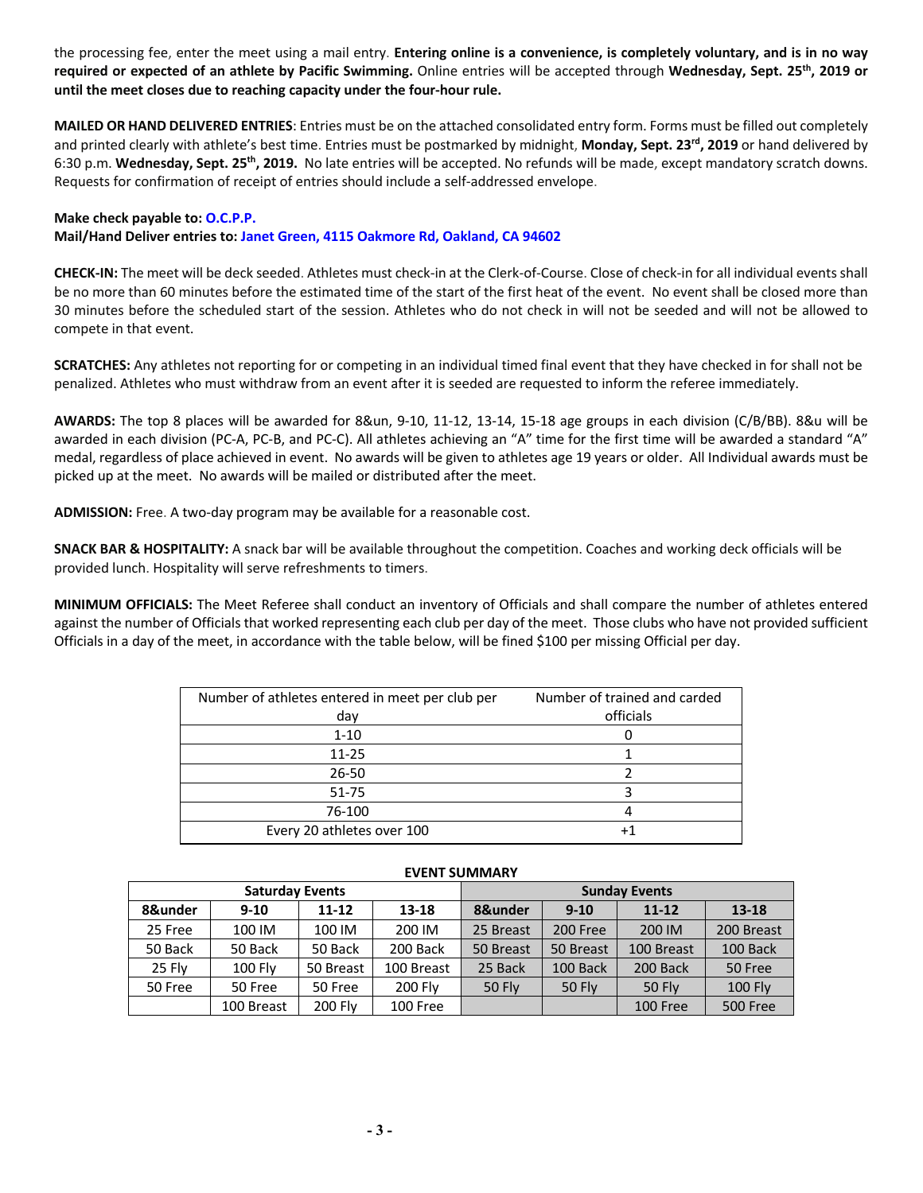the processing fee, enter the meet using a mail entry. **Entering online is a convenience, is completely voluntary, and is in no way required or expected of an athlete by Pacific Swimming.** Online entries will be accepted through **Wednesday, Sept. 25th, 2019 or until the meet closes due to reaching capacity under the four-hour rule.**

**MAILED OR HAND DELIVERED ENTRIES**: Entries must be on the attached consolidated entry form. Forms must be filled out completely and printed clearly with athlete's best time. Entries must be postmarked by midnight, **Monday, Sept. 23rd, 2019** or hand delivered by 6:30 p.m. **Wednesday, Sept. 25th, 2019.** No late entries will be accepted. No refunds will be made, except mandatory scratch downs. Requests for confirmation of receipt of entries should include a self-addressed envelope.

**Make check payable to: O.C.P.P.**
**Mail/Hand Deliver entries to: Janet Green, 4115 Oakmore Rd, Oakland, CA 94602**

**CHECK-IN:** The meet will be deck seeded. Athletes must check-in at the Clerk-of-Course. Close of check-in for all individual events shall be no more than 60 minutes before the estimated time of the start of the first heat of the event. No event shall be closed more than 30 minutes before the scheduled start of the session. Athletes who do not check in will not be seeded and will not be allowed to compete in that event.

**SCRATCHES:** Any athletes not reporting for or competing in an individual timed final event that they have checked in for shall not be penalized. Athletes who must withdraw from an event after it is seeded are requested to inform the referee immediately.

**AWARDS:** The top 8 places will be awarded for 8&un, 9-10, 11-12, 13-14, 15-18 age groups in each division (C/B/BB). 8&u will be awarded in each division (PC-A, PC-B, and PC-C). All athletes achieving an "A" time for the first time will be awarded a standard "A" medal, regardless of place achieved in event. No awards will be given to athletes age 19 years or older. All Individual awards must be picked up at the meet. No awards will be mailed or distributed after the meet.

**ADMISSION:** Free. A two-day program may be available for a reasonable cost.

**SNACK BAR & HOSPITALITY:** A snack bar will be available throughout the competition. Coaches and working deck officials will be provided lunch. Hospitality will serve refreshments to timers.

**MINIMUM OFFICIALS:** The Meet Referee shall conduct an inventory of Officials and shall compare the number of athletes entered against the number of Officials that worked representing each club per day of the meet. Those clubs who have not provided sufficient Officials in a day of the meet, in accordance with the table below, will be fined $100 per missing Official per day.

| Number of athletes entered in meet per club per day | Number of trained and carded officials |
|---|---|
| 1-10 | 0 |
| 11-25 | 1 |
| 26-50 | 2 |
| 51-75 | 3 |
| 76-100 | 4 |
| Every 20 athletes over 100 | +1 |

**EVENT SUMMARY**

| Saturday Events | | | | Sunday Events | | | |
|---|---|---|---|---|---|---|---|
| **8&under** | **9-10** | **11-12** | **13-18** | **8&under** | **9-10** | **11-12** | **13-18** |
| 25 Free | 100 IM | 100 IM | 200 IM | 25 Breast | 200 Free | 200 IM | 200 Breast |
| 50 Back | 50 Back | 50 Back | 200 Back | 50 Breast | 50 Breast | 100 Breast | 100 Back |
| 25 Fly | 100 Fly | 50 Breast | 100 Breast | 25 Back | 100 Back | 200 Back | 50 Free |
| 50 Free | 50 Free | 50 Free | 200 Fly | 50 Fly | 50 Fly | 50 Fly | 100 Fly |
| | 100 Breast | 200 Fly | 100 Free | | | 100 Free | 500 Free |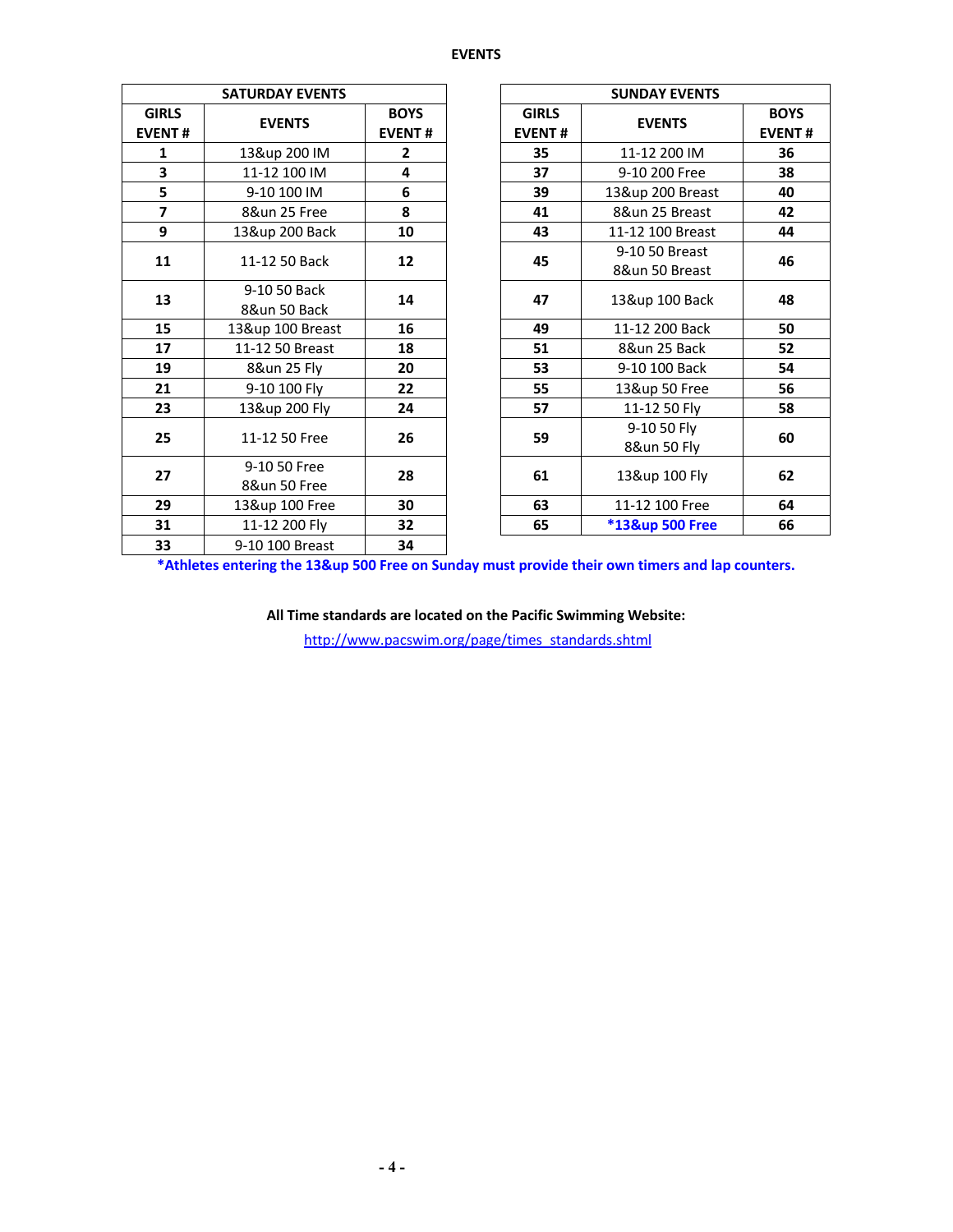## EVENTS

| SATURDAY EVENTS | | |
|---|---|---|
| **GIRLS EVENT #** | **EVENTS** | **BOYS EVENT #** |
| **1** | 13&up 200 IM | **2** |
| **3** | 11-12 100 IM | **4** |
| **5** | 9-10 100 IM | **6** |
| **7** | 8&un 25 Free | **8** |
| **9** | 13&up 200 Back | **10** |
| **11** | 11-12 50 Back | **12** |
| **13** | 9-10 50 Back<br>8&un 50 Back | **14** |
| **15** | 13&up 100 Breast | **16** |
| **17** | 11-12 50 Breast | **18** |
| **19** | 8&un 25 Fly | **20** |
| **21** | 9-10 100 Fly | **22** |
| **23** | 13&up 200 Fly | **24** |
| **25** | 11-12 50 Free | **26** |
| **27** | 9-10 50 Free<br>8&un 50 Free | **28** |
| **29** | 13&up 100 Free | **30** |
| **31** | 11-12 200 Fly | **32** |
| **33** | 9-10 100 Breast | **34** |

| SUNDAY EVENTS | | |
|---|---|---|
| **GIRLS EVENT #** | **EVENTS** | **BOYS EVENT #** |
| **35** | 11-12 200 IM | **36** |
| **37** | 9-10 200 Free | **38** |
| **39** | 13&up 200 Breast | **40** |
| **41** | 8&un 25 Breast | **42** |
| **43** | 11-12 100 Breast | **44** |
| **45** | 9-10 50 Breast<br>8&un 50 Breast | **46** |
| **47** | 13&up 100 Back | **48** |
| **49** | 11-12 200 Back | **50** |
| **51** | 8&un 25 Back | **52** |
| **53** | 9-10 100 Back | **54** |
| **55** | 13&up 50 Free | **56** |
| **57** | 11-12 50 Fly | **58** |
| **59** | 9-10 50 Fly<br>8&un 50 Fly | **60** |
| **61** | 13&up 100 Fly | **62** |
| **63** | 11-12 100 Free | **64** |
| **65** | **\*13&up 500 Free** | **66** |

***Athletes entering the 13&up 500 Free on Sunday must provide their own timers and lap counters.**

**All Time standards are located on the Pacific Swimming Website:**

http://www.pacswim.org/page/times_standards.shtml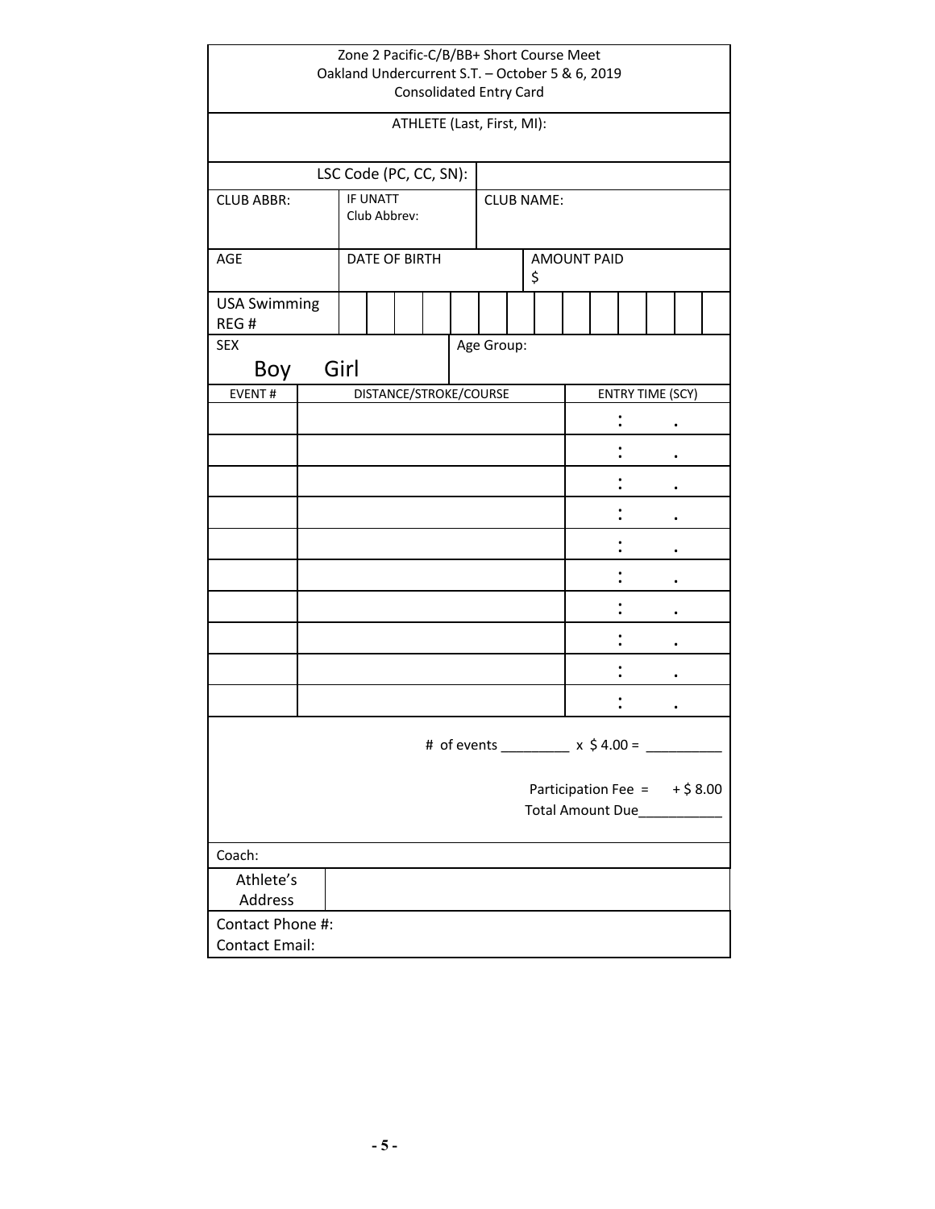Zone 2 Pacific-C/B/BB+ Short Course Meet
Oakland Undercurrent S.T. – October 5 & 6, 2019
Consolidated Entry Card

| | | | |
|---|---|---|---|
| ATHLETE (Last, First, MI): | | | |
| LSC Code (PC, CC, SN): | | | |
| CLUB ABBR: | IF UNATT Club Abbrev: | CLUB NAME: | |
| AGE | DATE OF BIRTH | | AMOUNT PAID $ |
| USA Swimming REG # | | | |
| SEX Boy Girl | | Age Group: | |

| EVENT # | DISTANCE/STROKE/COURSE | ENTRY TIME (SCY) |
|---|---|---|
| | | : . |
| | | : . |
| | | : . |
| | | : . |
| | | : . |
| | | : . |
| | | : . |
| | | : . |
| | | : . |
| | | : . |

# of events _________ x $ 4.00 = __________

Participation Fee = + $ 8.00
Total Amount Due___________

Coach:

Athlete's Address

Contact Phone #:
Contact Email: